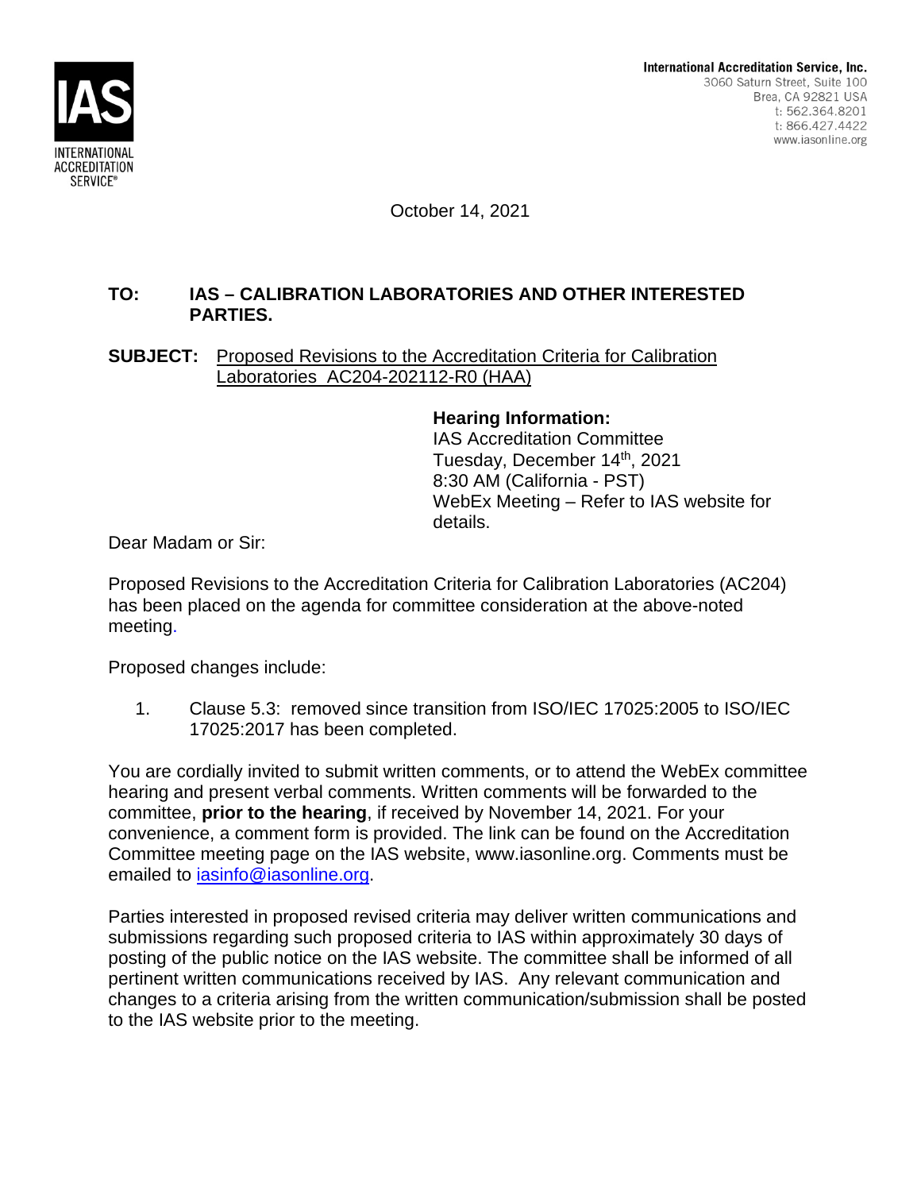International Accreditation Service, Inc.
3060 Saturn Street, Suite 100
Brea, CA 92821 USA
t: 562.364.8201
t: 866.427.4422
www.iasonline.org

October 14, 2021

**TO: IAS – CALIBRATION LABORATORIES AND OTHER INTERESTED PARTIES.**

**SUBJECT:** Proposed Revisions to the Accreditation Criteria for Calibration Laboratories AC204-202112-R0 (HAA)

**Hearing Information:**
IAS Accreditation Committee
Tuesday, December 14th, 2021
8:30 AM (California - PST)
WebEx Meeting – Refer to IAS website for details.

Dear Madam or Sir:

Proposed Revisions to the Accreditation Criteria for Calibration Laboratories (AC204) has been placed on the agenda for committee consideration at the above-noted meeting.

Proposed changes include:

1. Clause 5.3: removed since transition from ISO/IEC 17025:2005 to ISO/IEC 17025:2017 has been completed.

You are cordially invited to submit written comments, or to attend the WebEx committee hearing and present verbal comments. Written comments will be forwarded to the committee, **prior to the hearing**, if received by November 14, 2021. For your convenience, a comment form is provided. The link can be found on the Accreditation Committee meeting page on the IAS website, www.iasonline.org. Comments must be emailed to iasinfo@iasonline.org.

Parties interested in proposed revised criteria may deliver written communications and submissions regarding such proposed criteria to IAS within approximately 30 days of posting of the public notice on the IAS website. The committee shall be informed of all pertinent written communications received by IAS. Any relevant communication and changes to a criteria arising from the written communication/submission shall be posted to the IAS website prior to the meeting.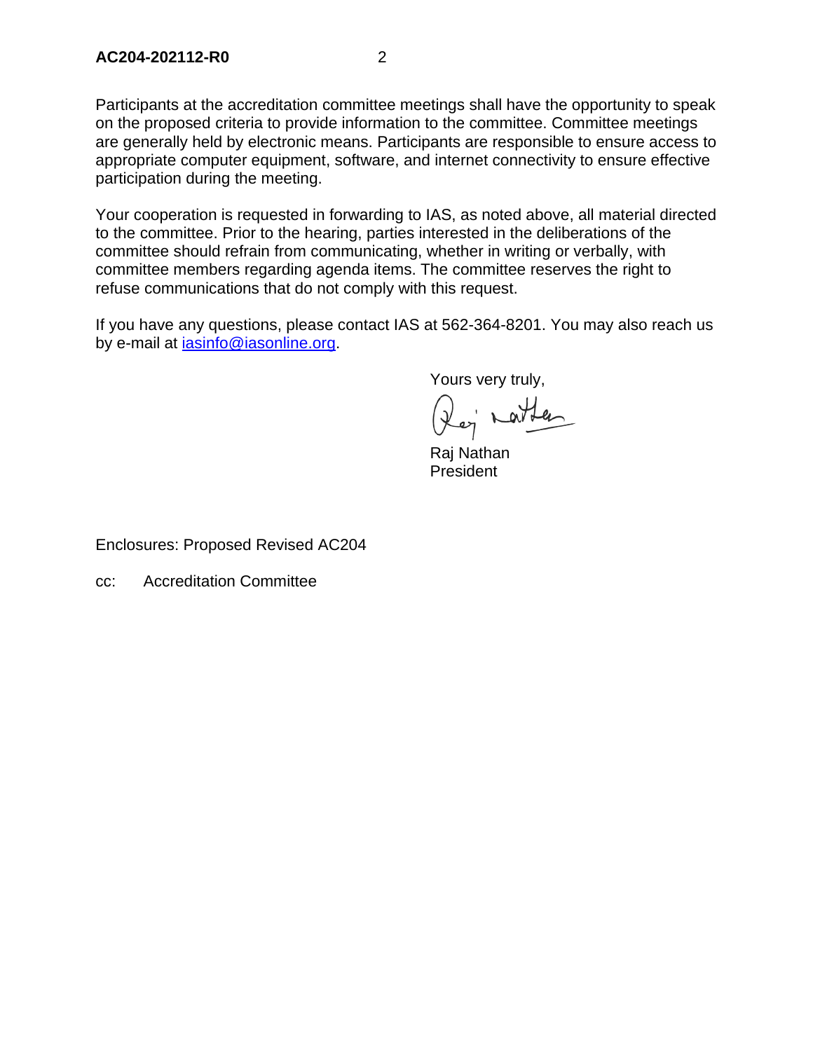Participants at the accreditation committee meetings shall have the opportunity to speak on the proposed criteria to provide information to the committee. Committee meetings are generally held by electronic means. Participants are responsible to ensure access to appropriate computer equipment, software, and internet connectivity to ensure effective participation during the meeting.

Your cooperation is requested in forwarding to IAS, as noted above, all material directed to the committee. Prior to the hearing, parties interested in the deliberations of the committee should refrain from communicating, whether in writing or verbally, with committee members regarding agenda items. The committee reserves the right to refuse communications that do not comply with this request.

If you have any questions, please contact IAS at 562-364-8201. You may also reach us by e-mail at [iasinfo@iasonline.org](mailto:iasinfo@iasonline.org).

Yours very truly,

Raj Nathan
President

Enclosures: Proposed Revised AC204

cc: Accreditation Committee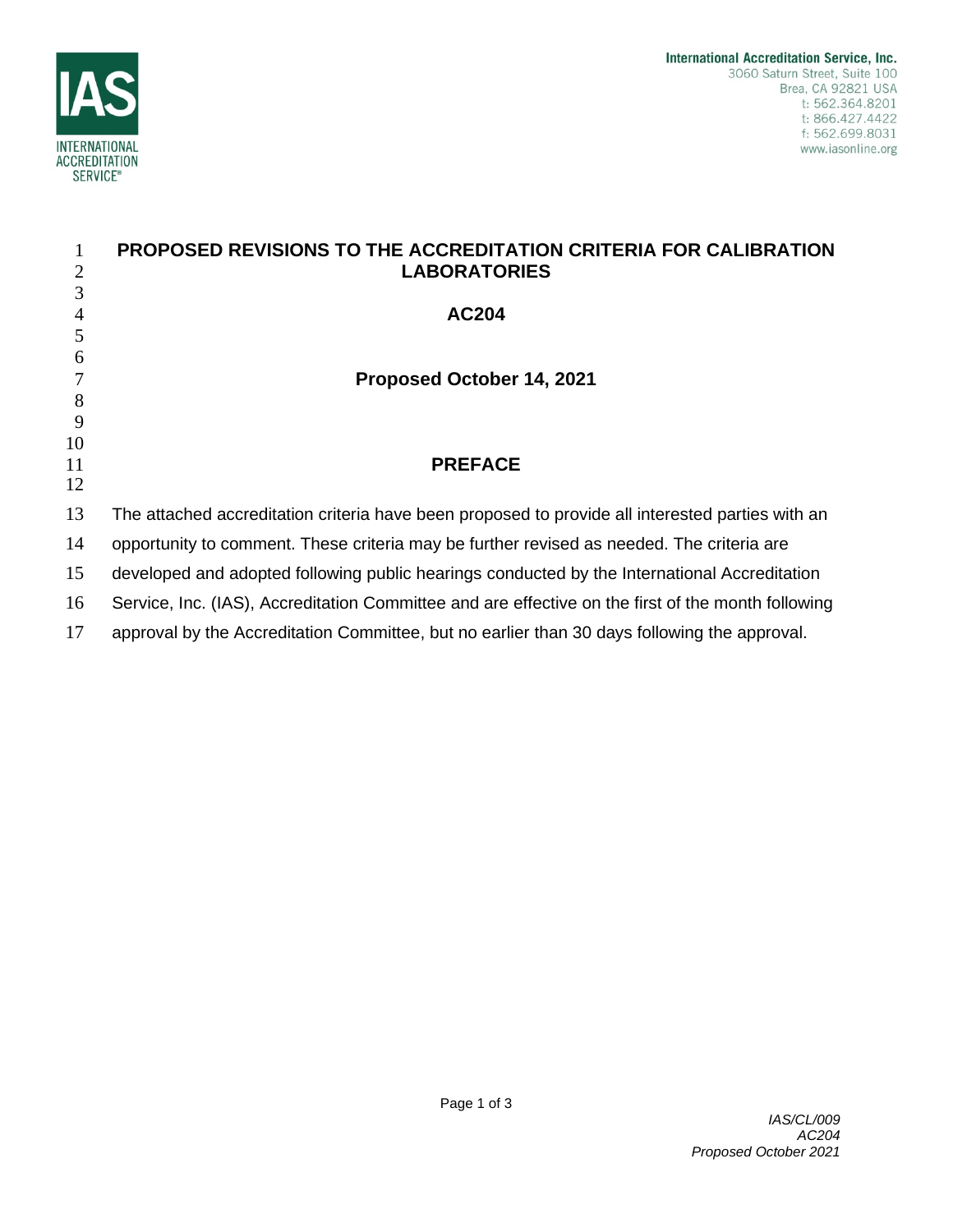# PROPOSED REVISIONS TO THE ACCREDITATION CRITERIA FOR CALIBRATION LABORATORIES

## AC204

**Proposed October 14, 2021**

## PREFACE

The attached accreditation criteria have been proposed to provide all interested parties with an opportunity to comment. These criteria may be further revised as needed. The criteria are developed and adopted following public hearings conducted by the International Accreditation Service, Inc. (IAS), Accreditation Committee and are effective on the first of the month following approval by the Accreditation Committee, but no earlier than 30 days following the approval.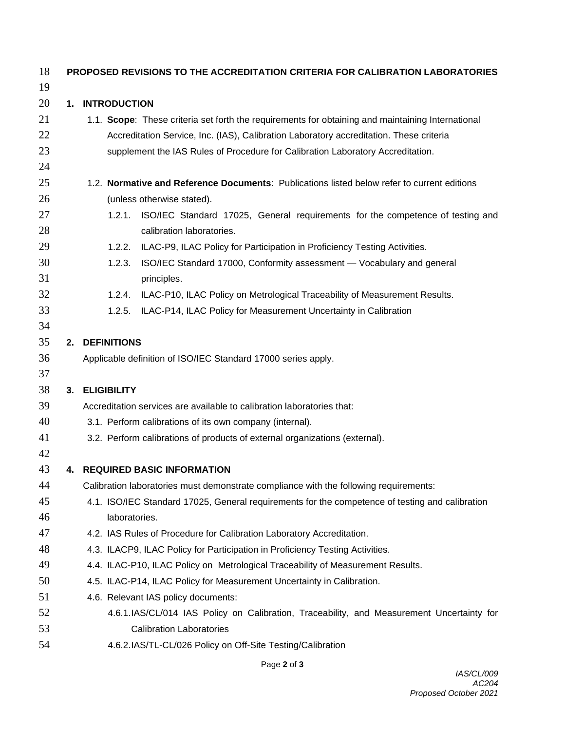## PROPOSED REVISIONS TO THE ACCREDITATION CRITERIA FOR CALIBRATION LABORATORIES

### 1. INTRODUCTION

1.1. **Scope**: These criteria set forth the requirements for obtaining and maintaining International Accreditation Service, Inc. (IAS), Calibration Laboratory accreditation. These criteria supplement the IAS Rules of Procedure for Calibration Laboratory Accreditation.

1.2. **Normative and Reference Documents**: Publications listed below refer to current editions (unless otherwise stated).

1.2.1. ISO/IEC Standard 17025, General requirements for the competence of testing and calibration laboratories.

1.2.2. ILAC-P9, ILAC Policy for Participation in Proficiency Testing Activities.

1.2.3. ISO/IEC Standard 17000, Conformity assessment — Vocabulary and general principles.

1.2.4. ILAC-P10, ILAC Policy on Metrological Traceability of Measurement Results.

1.2.5. ILAC-P14, ILAC Policy for Measurement Uncertainty in Calibration

### 2. DEFINITIONS

Applicable definition of ISO/IEC Standard 17000 series apply.

### 3. ELIGIBILITY

Accreditation services are available to calibration laboratories that:

3.1. Perform calibrations of its own company (internal).

3.2. Perform calibrations of products of external organizations (external).

### 4. REQUIRED BASIC INFORMATION

Calibration laboratories must demonstrate compliance with the following requirements:

4.1. ISO/IEC Standard 17025, General requirements for the competence of testing and calibration laboratories.

4.2. IAS Rules of Procedure for Calibration Laboratory Accreditation.

4.3. ILACP9, ILAC Policy for Participation in Proficiency Testing Activities.

4.4. ILAC-P10, ILAC Policy on Metrological Traceability of Measurement Results.

4.5. ILAC-P14, ILAC Policy for Measurement Uncertainty in Calibration.

4.6. Relevant IAS policy documents:

4.6.1. IAS/CL/014 IAS Policy on Calibration, Traceability, and Measurement Uncertainty for Calibration Laboratories

4.6.2. IAS/TL-CL/026 Policy on Off-Site Testing/Calibration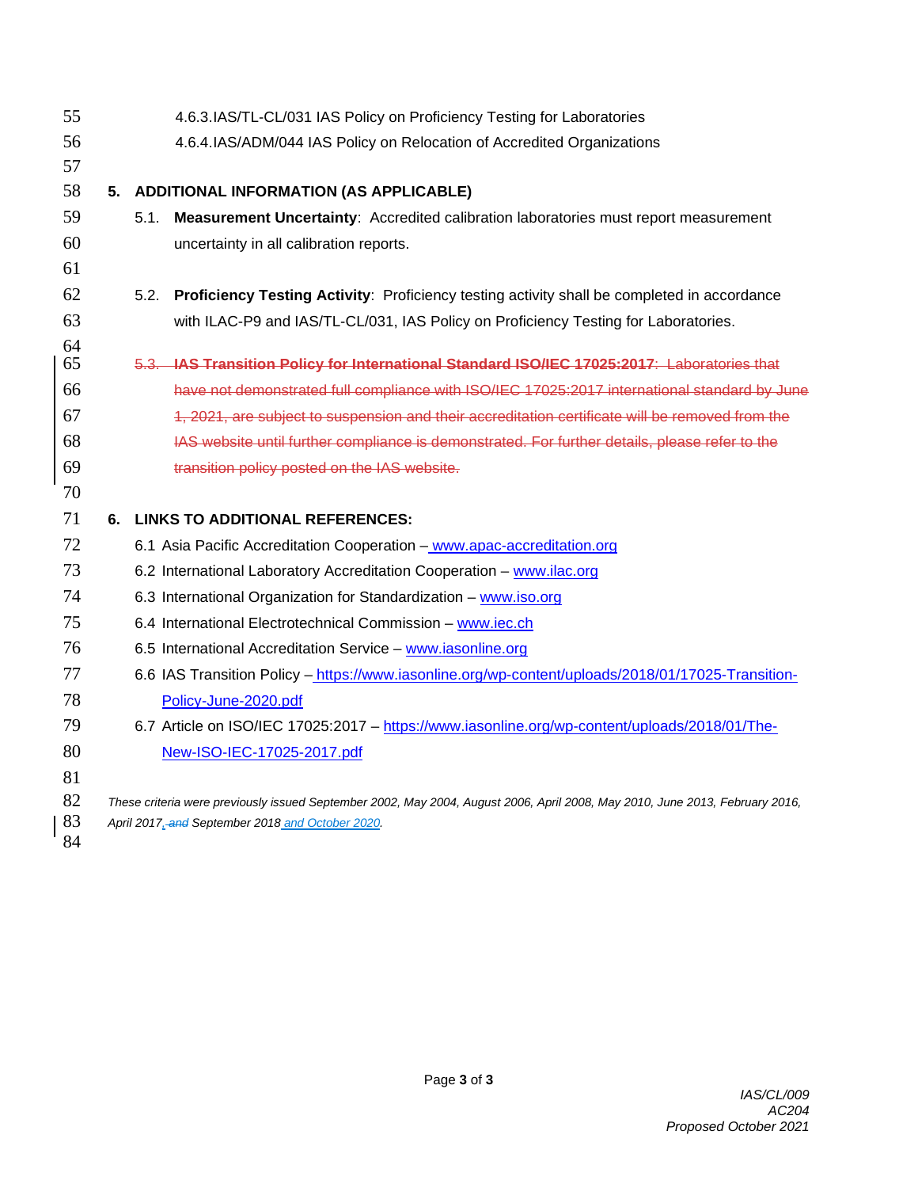4.6.3. IAS/TL-CL/031 IAS Policy on Proficiency Testing for Laboratories

4.6.4. IAS/ADM/044 IAS Policy on Relocation of Accredited Organizations

## 5. ADDITIONAL INFORMATION (AS APPLICABLE)

5.1. **Measurement Uncertainty**: Accredited calibration laboratories must report measurement uncertainty in all calibration reports.

5.2. **Proficiency Testing Activity**: Proficiency testing activity shall be completed in accordance with ILAC-P9 and IAS/TL-CL/031, IAS Policy on Proficiency Testing for Laboratories.

~~5.3. **IAS Transition Policy for International Standard ISO/IEC 17025:2017**: Laboratories that have not demonstrated full compliance with ISO/IEC 17025:2017 international standard by June 1, 2021, are subject to suspension and their accreditation certificate will be removed from the IAS website until further compliance is demonstrated. For further details, please refer to the transition policy posted on the IAS website.~~

## 6. LINKS TO ADDITIONAL REFERENCES:

6.1 Asia Pacific Accreditation Cooperation – www.apac-accreditation.org

6.2 International Laboratory Accreditation Cooperation – www.ilac.org

6.3 International Organization for Standardization – www.iso.org

6.4 International Electrotechnical Commission – www.iec.ch

6.5 International Accreditation Service – www.iasonline.org

6.6 IAS Transition Policy – https://www.iasonline.org/wp-content/uploads/2018/01/17025-Transition-Policy-June-2020.pdf

6.7 Article on ISO/IEC 17025:2017 – https://www.iasonline.org/wp-content/uploads/2018/01/The-New-ISO-IEC-17025-2017.pdf

*These criteria were previously issued September 2002, May 2004, August 2006, April 2008, May 2010, June 2013, February 2016, April 2017, ~~and~~ September 2018 and October 2020.*

*IAS/CL/009*
*AC204*
*Proposed October 2021*